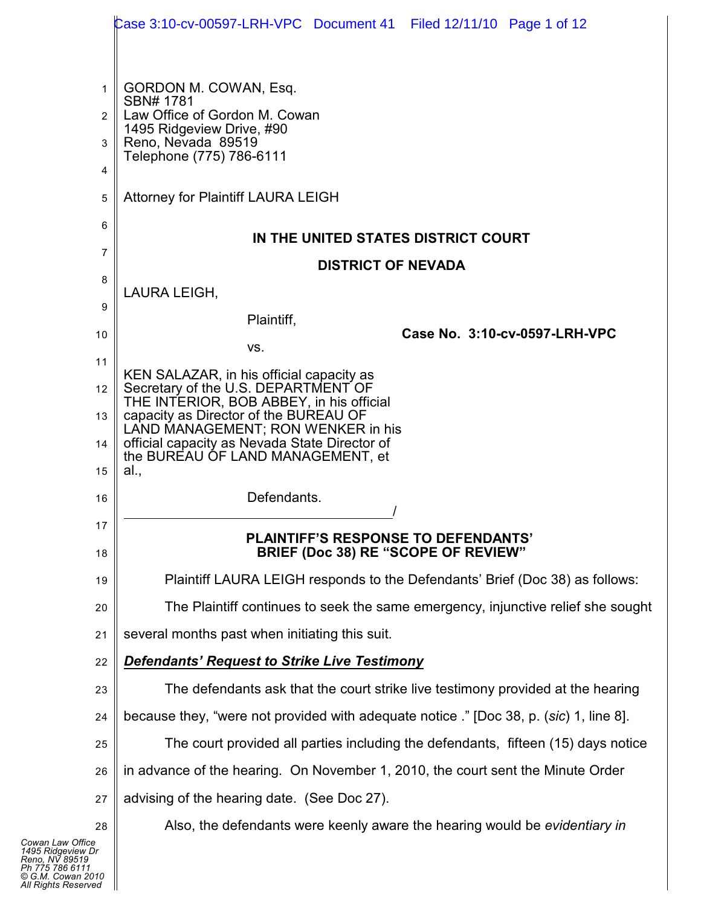GORDON M. COWAN, Esq.
SBN# 1781
Law Office of Gordon M. Cowan
1495 Ridgeview Drive, #90
Reno, Nevada 89519
Telephone (775) 786-6111

Attorney for Plaintiff LAURA LEIGH

**IN THE UNITED STATES DISTRICT COURT**

**DISTRICT OF NEVADA**

LAURA LEIGH,

Plaintiff,

vs.

KEN SALAZAR, in his official capacity as Secretary of the U.S. DEPARTMENT OF THE INTERIOR, BOB ABBEY, in his official capacity as Director of the BUREAU OF LAND MANAGEMENT; RON WENKER in his official capacity as Nevada State Director of the BUREAU OF LAND MANAGEMENT, et al.,

Defendants.
_______________________________________/

**Case No. 3:10-cv-0597-LRH-VPC**

**PLAINTIFF'S RESPONSE TO DEFENDANTS' BRIEF (Doc 38) RE "SCOPE OF REVIEW"**

Plaintiff LAURA LEIGH responds to the Defendants' Brief (Doc 38) as follows:

The Plaintiff continues to seek the same emergency, injunctive relief she sought several months past when initiating this suit.

***Defendants' Request to Strike Live Testimony***

The defendants ask that the court strike live testimony provided at the hearing because they, "were not provided with adequate notice ." [Doc 38, p. (*sic*) 1, line 8].

The court provided all parties including the defendants, fifteen (15) days notice in advance of the hearing. On November 1, 2010, the court sent the Minute Order advising of the hearing date. (See Doc 27).

Also, the defendants were keenly aware the hearing would be *evidentiary in*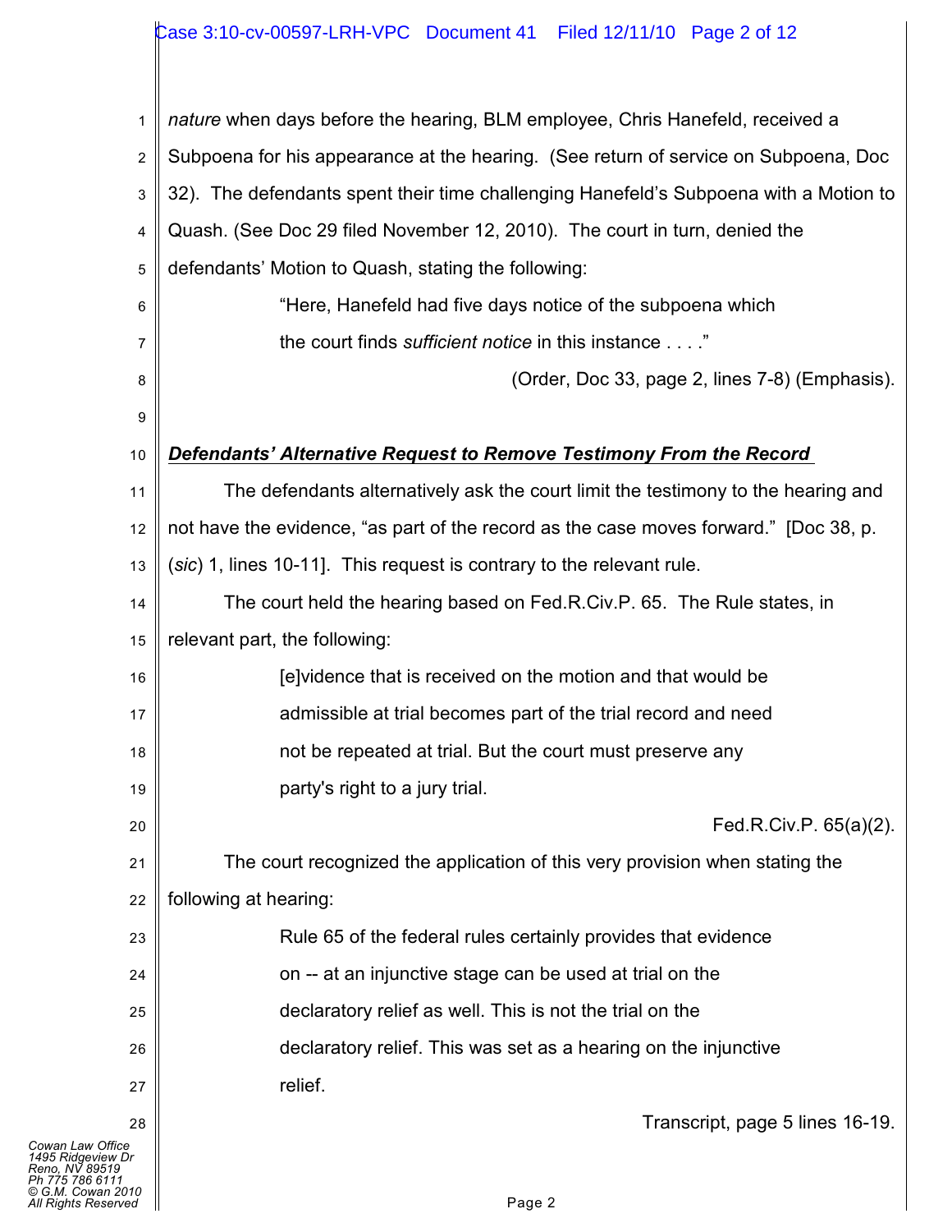*nature* when days before the hearing, BLM employee, Chris Hanefeld, received a Subpoena for his appearance at the hearing. (See return of service on Subpoena, Doc 32). The defendants spent their time challenging Hanefeld's Subpoena with a Motion to Quash. (See Doc 29 filed November 12, 2010). The court in turn, denied the defendants' Motion to Quash, stating the following:

> "Here, Hanefeld had five days notice of the subpoena which the court finds *sufficient notice* in this instance . . . ."
>
> (Order, Doc 33, page 2, lines 7-8) (Emphasis).

***Defendants' Alternative Request to Remove Testimony From the Record***

The defendants alternatively ask the court limit the testimony to the hearing and not have the evidence, "as part of the record as the case moves forward." [Doc 38, p. (*sic*) 1, lines 10-11]. This request is contrary to the relevant rule.

The court held the hearing based on Fed.R.Civ.P. 65. The Rule states, in relevant part, the following:

> [e]vidence that is received on the motion and that would be admissible at trial becomes part of the trial record and need not be repeated at trial. But the court must preserve any party's right to a jury trial.
>
> Fed.R.Civ.P. 65(a)(2).

The court recognized the application of this very provision when stating the following at hearing:

> Rule 65 of the federal rules certainly provides that evidence on -- at an injunctive stage can be used at trial on the declaratory relief as well. This is not the trial on the declaratory relief. This was set as a hearing on the injunctive relief.
>
> Transcript, page 5 lines 16-19.

Cowan Law Office
1495 Ridgeview Dr
Reno, NV 89519
Ph 775 786 6111
© G.M. Cowan 2010
All Rights Reserved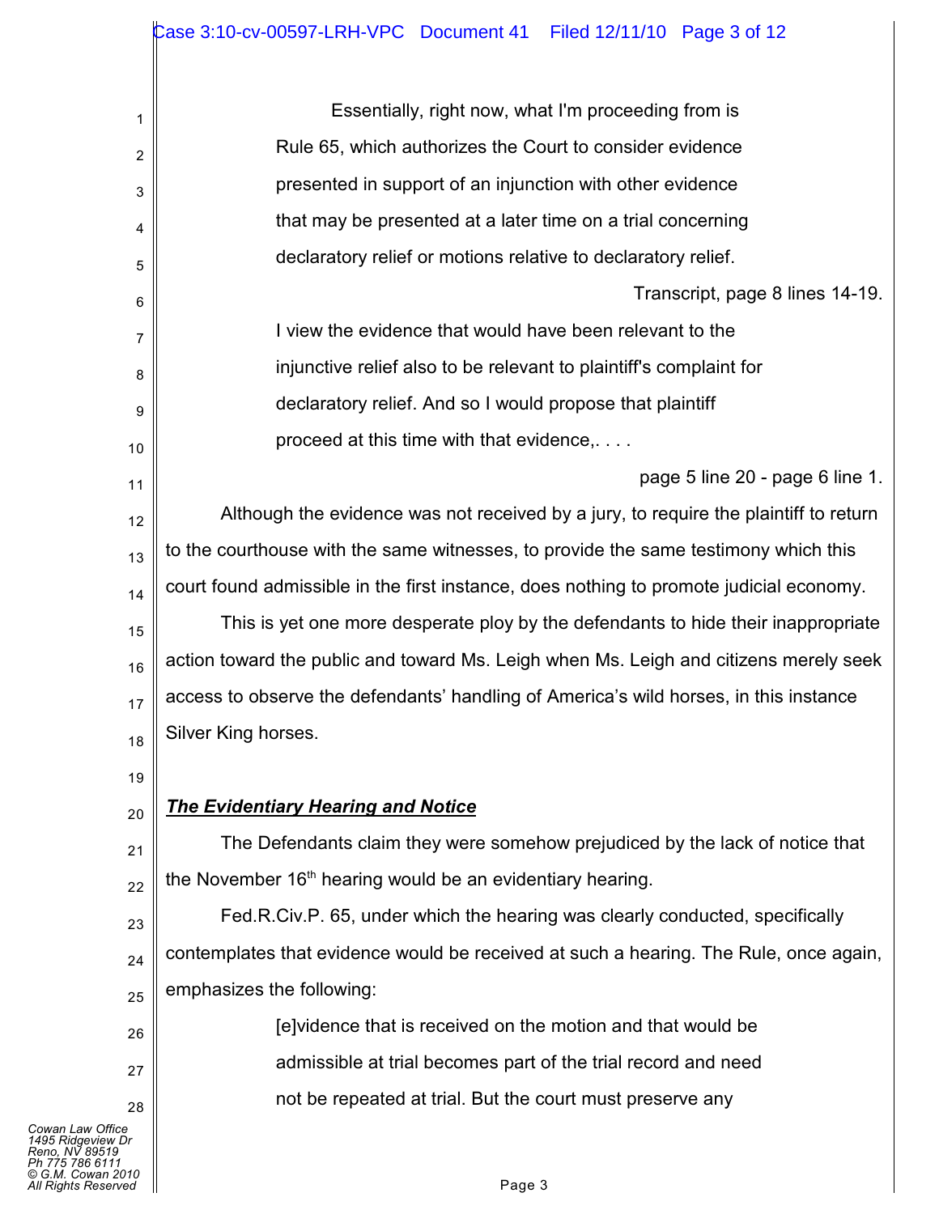> Essentially, right now, what I'm proceeding from is Rule 65, which authorizes the Court to consider evidence presented in support of an injunction with other evidence that may be presented at a later time on a trial concerning declaratory relief or motions relative to declaratory relief.

Transcript, page 8 lines 14-19.

> I view the evidence that would have been relevant to the injunctive relief also to be relevant to plaintiff's complaint for declaratory relief. And so I would propose that plaintiff proceed at this time with that evidence,. . . .

page 5 line 20 - page 6 line 1.

Although the evidence was not received by a jury, to require the plaintiff to return to the courthouse with the same witnesses, to provide the same testimony which this court found admissible in the first instance, does nothing to promote judicial economy.

This is yet one more desperate ploy by the defendants to hide their inappropriate action toward the public and toward Ms. Leigh when Ms. Leigh and citizens merely seek access to observe the defendants' handling of America's wild horses, in this instance Silver King horses.

***The Evidentiary Hearing and Notice***

The Defendants claim they were somehow prejudiced by the lack of notice that the November 16th hearing would be an evidentiary hearing.

Fed.R.Civ.P. 65, under which the hearing was clearly conducted, specifically contemplates that evidence would be received at such a hearing. The Rule, once again, emphasizes the following:

> [e]vidence that is received on the motion and that would be admissible at trial becomes part of the trial record and need not be repeated at trial. But the court must preserve any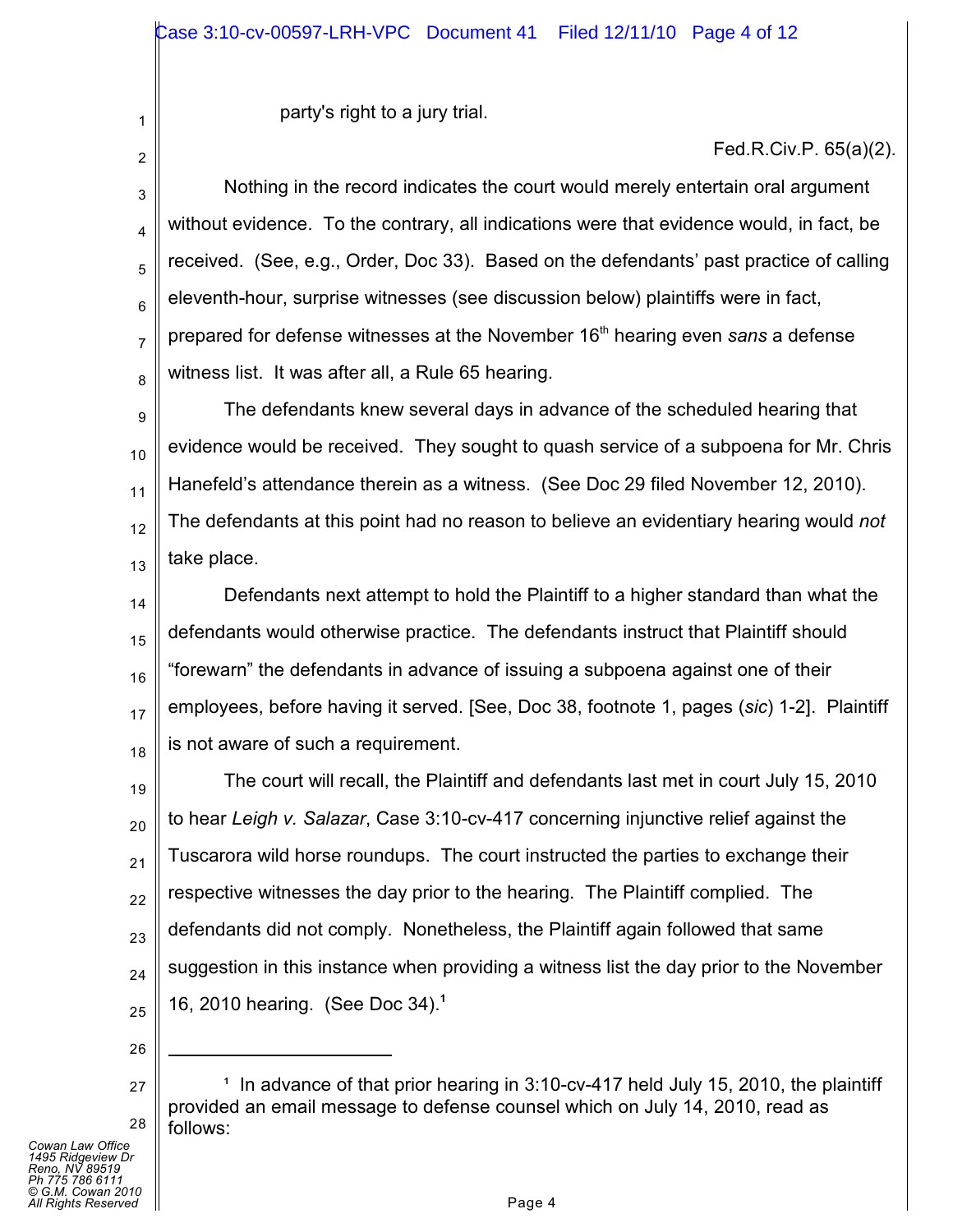party's right to a jury trial.

Fed.R.Civ.P. 65(a)(2).

Nothing in the record indicates the court would merely entertain oral argument without evidence. To the contrary, all indications were that evidence would, in fact, be received. (See, e.g., Order, Doc 33). Based on the defendants' past practice of calling eleventh-hour, surprise witnesses (see discussion below) plaintiffs were in fact, prepared for defense witnesses at the November 16th hearing even *sans* a defense witness list. It was after all, a Rule 65 hearing.

The defendants knew several days in advance of the scheduled hearing that evidence would be received. They sought to quash service of a subpoena for Mr. Chris Hanefeld's attendance therein as a witness. (See Doc 29 filed November 12, 2010). The defendants at this point had no reason to believe an evidentiary hearing would *not* take place.

Defendants next attempt to hold the Plaintiff to a higher standard than what the defendants would otherwise practice. The defendants instruct that Plaintiff should "forewarn" the defendants in advance of issuing a subpoena against one of their employees, before having it served. [See, Doc 38, footnote 1, pages (*sic*) 1-2]. Plaintiff is not aware of such a requirement.

The court will recall, the Plaintiff and defendants last met in court July 15, 2010 to hear *Leigh v. Salazar*, Case 3:10-cv-417 concerning injunctive relief against the Tuscarora wild horse roundups. The court instructed the parties to exchange their respective witnesses the day prior to the hearing. The Plaintiff complied. The defendants did not comply. Nonetheless, the Plaintiff again followed that same suggestion in this instance when providing a witness list the day prior to the November 16, 2010 hearing. (See Doc 34).[1]

---

[1] In advance of that prior hearing in 3:10-cv-417 held July 15, 2010, the plaintiff provided an email message to defense counsel which on July 14, 2010, read as follows: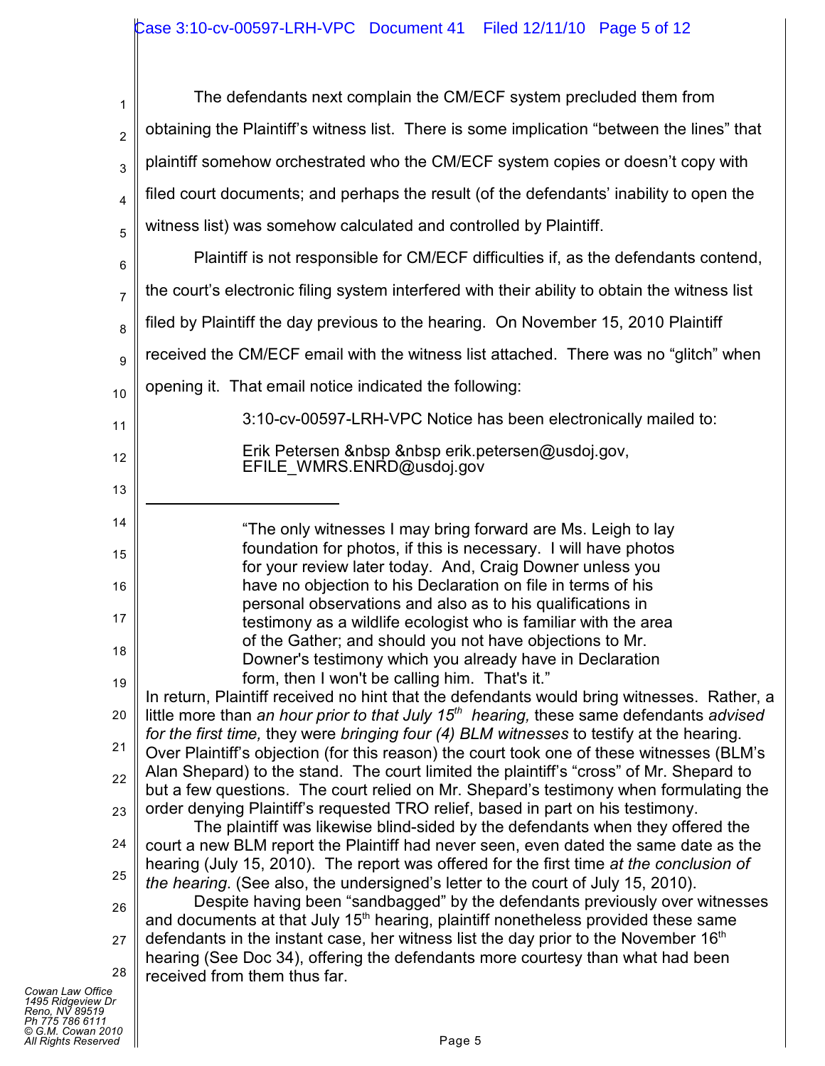The defendants next complain the CM/ECF system precluded them from obtaining the Plaintiff's witness list. There is some implication "between the lines" that plaintiff somehow orchestrated who the CM/ECF system copies or doesn't copy with filed court documents; and perhaps the result (of the defendants' inability to open the witness list) was somehow calculated and controlled by Plaintiff.

Plaintiff is not responsible for CM/ECF difficulties if, as the defendants contend, the court's electronic filing system interfered with their ability to obtain the witness list filed by Plaintiff the day previous to the hearing. On November 15, 2010 Plaintiff received the CM/ECF email with the witness list attached. There was no "glitch" when opening it. That email notice indicated the following:

> 3:10-cv-00597-LRH-VPC Notice has been electronically mailed to:
>
> Erik Petersen &nbsp &nbsp erik.petersen@usdoj.gov, EFILE_WMRS.ENRD@usdoj.gov

---

> "The only witnesses I may bring forward are Ms. Leigh to lay foundation for photos, if this is necessary. I will have photos for your review later today. And, Craig Downer unless you have no objection to his Declaration on file in terms of his personal observations and also as to his qualifications in testimony as a wildlife ecologist who is familiar with the area of the Gather; and should you not have objections to Mr. Downer's testimony which you already have in Declaration form, then I won't be calling him. That's it."

In return, Plaintiff received no hint that the defendants would bring witnesses. Rather, a little more than *an hour prior to that July 15th hearing,* these same defendants *advised for the first time,* they were *bringing four (4) BLM witnesses* to testify at the hearing. Over Plaintiff's objection (for this reason) the court took one of these witnesses (BLM's Alan Shepard) to the stand. The court limited the plaintiff's "cross" of Mr. Shepard to but a few questions. The court relied on Mr. Shepard's testimony when formulating the order denying Plaintiff's requested TRO relief, based in part on his testimony.

The plaintiff was likewise blind-sided by the defendants when they offered the court a new BLM report the Plaintiff had never seen, even dated the same date as the hearing (July 15, 2010). The report was offered for the first time *at the conclusion of the hearing*. (See also, the undersigned's letter to the court of July 15, 2010).

Despite having been "sandbagged" by the defendants previously over witnesses and documents at that July 15th hearing, plaintiff nonetheless provided these same defendants in the instant case, her witness list the day prior to the November 16th hearing (See Doc 34), offering the defendants more courtesy than what had been received from them thus far.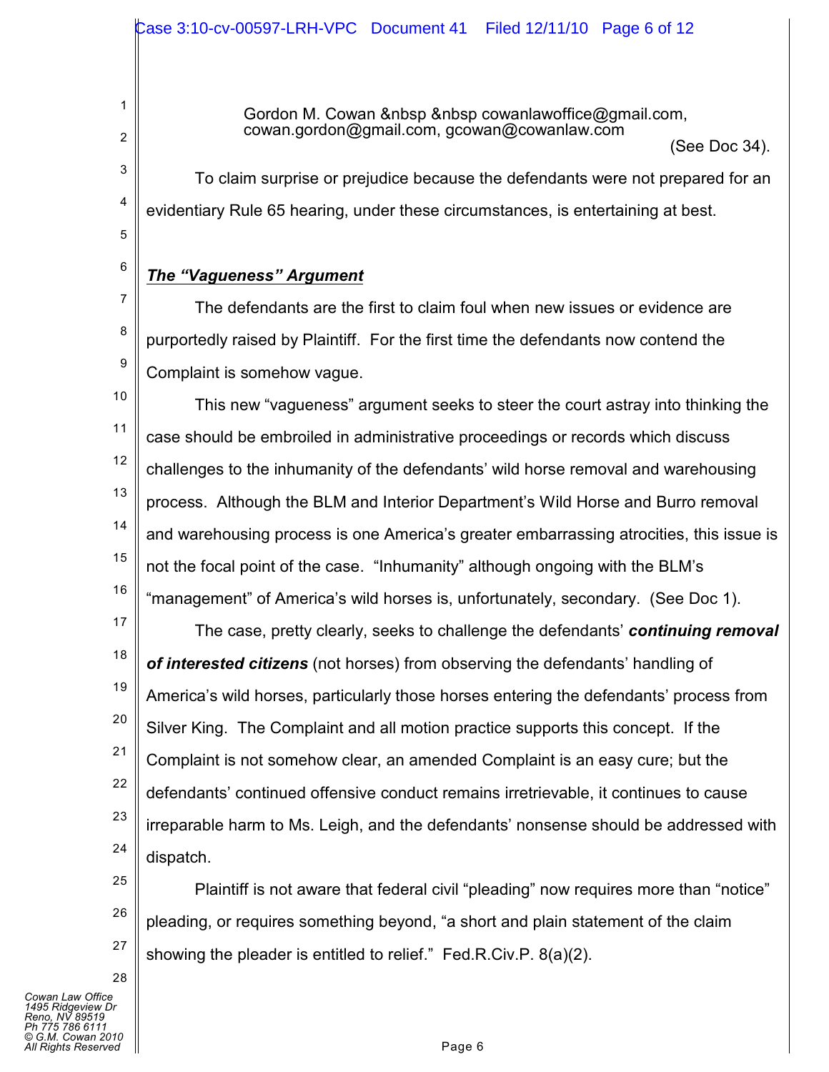Gordon M. Cowan &nbsp &nbsp cowanlawoffice@gmail.com, cowan.gordon@gmail.com, gcowan@cowanlaw.com

(See Doc 34).

To claim surprise or prejudice because the defendants were not prepared for an evidentiary Rule 65 hearing, under these circumstances, is entertaining at best.

***The "Vagueness" Argument***

The defendants are the first to claim foul when new issues or evidence are purportedly raised by Plaintiff. For the first time the defendants now contend the Complaint is somehow vague.

This new "vagueness" argument seeks to steer the court astray into thinking the case should be embroiled in administrative proceedings or records which discuss challenges to the inhumanity of the defendants' wild horse removal and warehousing process. Although the BLM and Interior Department's Wild Horse and Burro removal and warehousing process is one America's greater embarrassing atrocities, this issue is not the focal point of the case. "Inhumanity" although ongoing with the BLM's "management" of America's wild horses is, unfortunately, secondary. (See Doc 1).

The case, pretty clearly, seeks to challenge the defendants' ***continuing removal of interested citizens*** (not horses) from observing the defendants' handling of America's wild horses, particularly those horses entering the defendants' process from Silver King. The Complaint and all motion practice supports this concept. If the Complaint is not somehow clear, an amended Complaint is an easy cure; but the defendants' continued offensive conduct remains irretrievable, it continues to cause irreparable harm to Ms. Leigh, and the defendants' nonsense should be addressed with dispatch.

Plaintiff is not aware that federal civil "pleading" now requires more than "notice" pleading, or requires something beyond, "a short and plain statement of the claim showing the pleader is entitled to relief." Fed.R.Civ.P. 8(a)(2).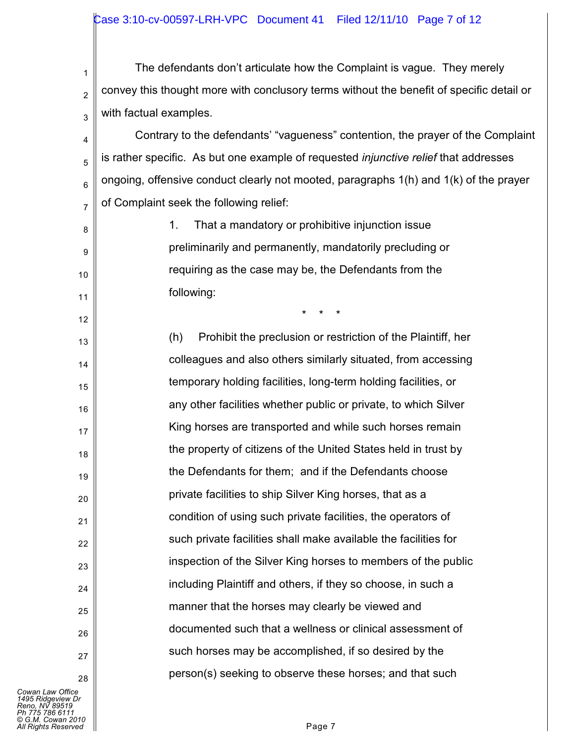The defendants don't articulate how the Complaint is vague. They merely convey this thought more with conclusory terms without the benefit of specific detail or with factual examples.

Contrary to the defendants' "vagueness" contention, the prayer of the Complaint is rather specific. As but one example of requested *injunctive relief* that addresses ongoing, offensive conduct clearly not mooted, paragraphs 1(h) and 1(k) of the prayer of Complaint seek the following relief:

> 1. That a mandatory or prohibitive injunction issue preliminarily and permanently, mandatorily precluding or requiring as the case may be, the Defendants from the following:
>
> \* \* \*
>
> (h) Prohibit the preclusion or restriction of the Plaintiff, her colleagues and also others similarly situated, from accessing temporary holding facilities, long-term holding facilities, or any other facilities whether public or private, to which Silver King horses are transported and while such horses remain the property of citizens of the United States held in trust by the Defendants for them; and if the Defendants choose private facilities to ship Silver King horses, that as a condition of using such private facilities, the operators of such private facilities shall make available the facilities for inspection of the Silver King horses to members of the public including Plaintiff and others, if they so choose, in such a manner that the horses may clearly be viewed and documented such that a wellness or clinical assessment of such horses may be accomplished, if so desired by the person(s) seeking to observe these horses; and that such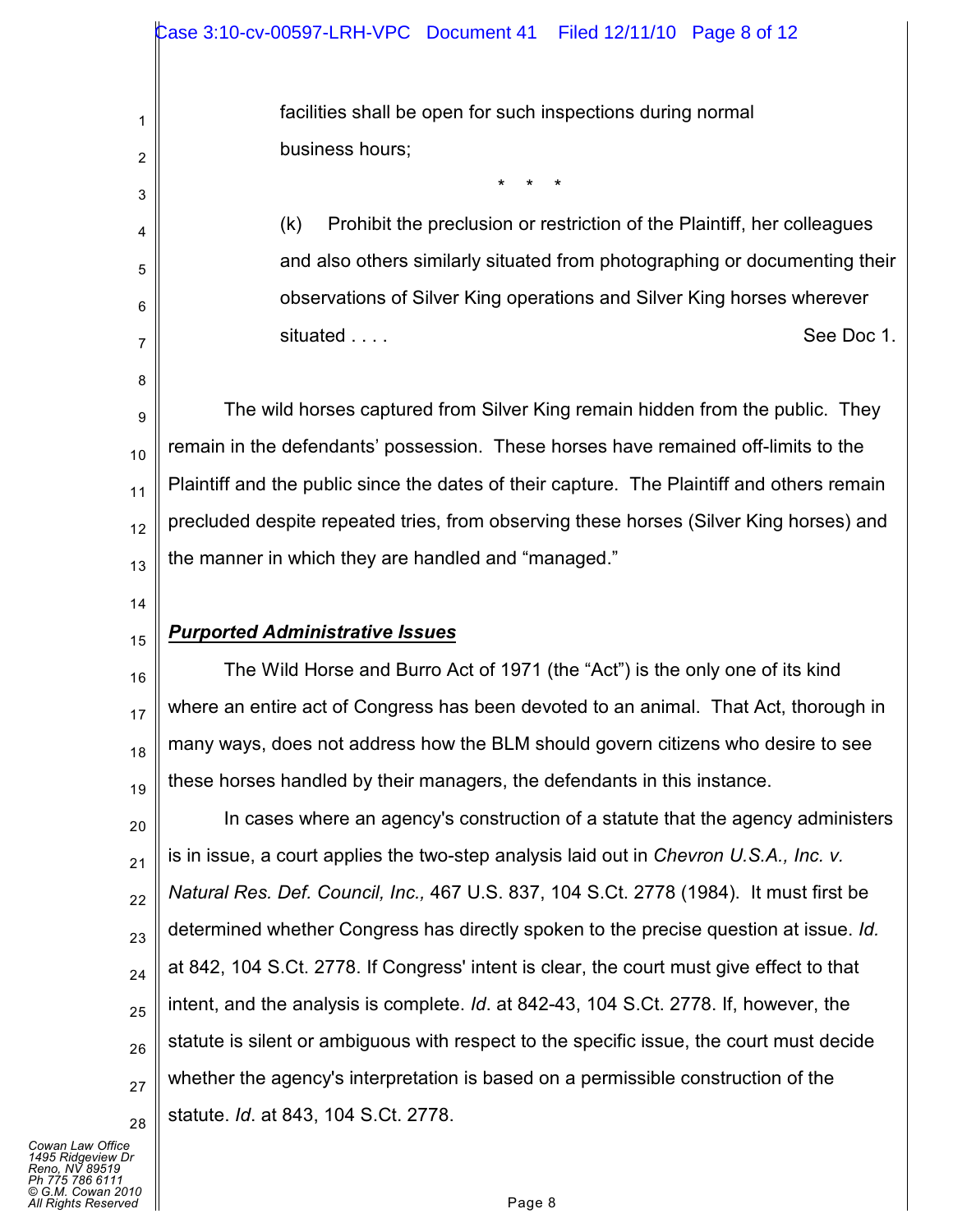facilities shall be open for such inspections during normal business hours;

\* \* \*

(k) Prohibit the preclusion or restriction of the Plaintiff, her colleagues and also others similarly situated from photographing or documenting their observations of Silver King operations and Silver King horses wherever situated . . . . See Doc 1.

The wild horses captured from Silver King remain hidden from the public. They remain in the defendants' possession. These horses have remained off-limits to the Plaintiff and the public since the dates of their capture. The Plaintiff and others remain precluded despite repeated tries, from observing these horses (Silver King horses) and the manner in which they are handled and "managed."

***Purported Administrative Issues***

The Wild Horse and Burro Act of 1971 (the "Act") is the only one of its kind where an entire act of Congress has been devoted to an animal. That Act, thorough in many ways, does not address how the BLM should govern citizens who desire to see these horses handled by their managers, the defendants in this instance.

In cases where an agency's construction of a statute that the agency administers is in issue, a court applies the two-step analysis laid out in *Chevron U.S.A., Inc. v. Natural Res. Def. Council, Inc.,* 467 U.S. 837, 104 S.Ct. 2778 (1984). It must first be determined whether Congress has directly spoken to the precise question at issue. *Id.* at 842, 104 S.Ct. 2778. If Congress' intent is clear, the court must give effect to that intent, and the analysis is complete. *Id*. at 842-43, 104 S.Ct. 2778. If, however, the statute is silent or ambiguous with respect to the specific issue, the court must decide whether the agency's interpretation is based on a permissible construction of the statute. *Id*. at 843, 104 S.Ct. 2778.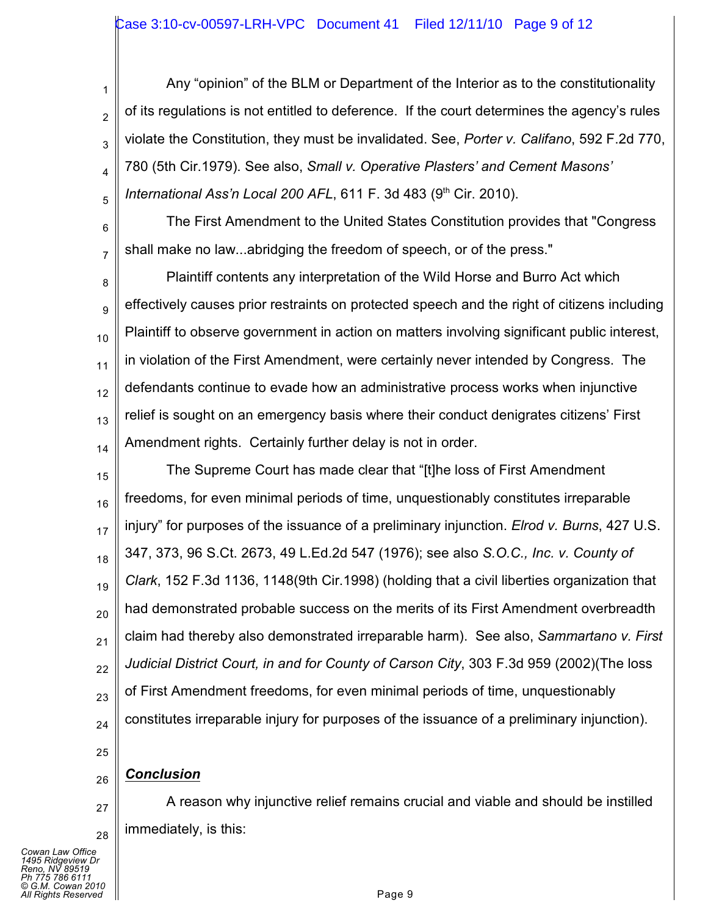Any "opinion" of the BLM or Department of the Interior as to the constitutionality of its regulations is not entitled to deference. If the court determines the agency's rules violate the Constitution, they must be invalidated. See, *Porter v. Califano*, 592 F.2d 770, 780 (5th Cir.1979). See also, *Small v. Operative Plasters' and Cement Masons' International Ass'n Local 200 AFL*, 611 F. 3d 483 (9th Cir. 2010).

The First Amendment to the United States Constitution provides that "Congress shall make no law...abridging the freedom of speech, or of the press."

Plaintiff contents any interpretation of the Wild Horse and Burro Act which effectively causes prior restraints on protected speech and the right of citizens including Plaintiff to observe government in action on matters involving significant public interest, in violation of the First Amendment, were certainly never intended by Congress. The defendants continue to evade how an administrative process works when injunctive relief is sought on an emergency basis where their conduct denigrates citizens' First Amendment rights. Certainly further delay is not in order.

The Supreme Court has made clear that "[t]he loss of First Amendment freedoms, for even minimal periods of time, unquestionably constitutes irreparable injury" for purposes of the issuance of a preliminary injunction. *Elrod v. Burns*, 427 U.S. 347, 373, 96 S.Ct. 2673, 49 L.Ed.2d 547 (1976); see also *S.O.C., Inc. v. County of Clark*, 152 F.3d 1136, 1148(9th Cir.1998) (holding that a civil liberties organization that had demonstrated probable success on the merits of its First Amendment overbreadth claim had thereby also demonstrated irreparable harm). See also, *Sammartano v. First Judicial District Court, in and for County of Carson City*, 303 F.3d 959 (2002)(The loss of First Amendment freedoms, for even minimal periods of time, unquestionably constitutes irreparable injury for purposes of the issuance of a preliminary injunction).

## ***Conclusion***

A reason why injunctive relief remains crucial and viable and should be instilled immediately, is this: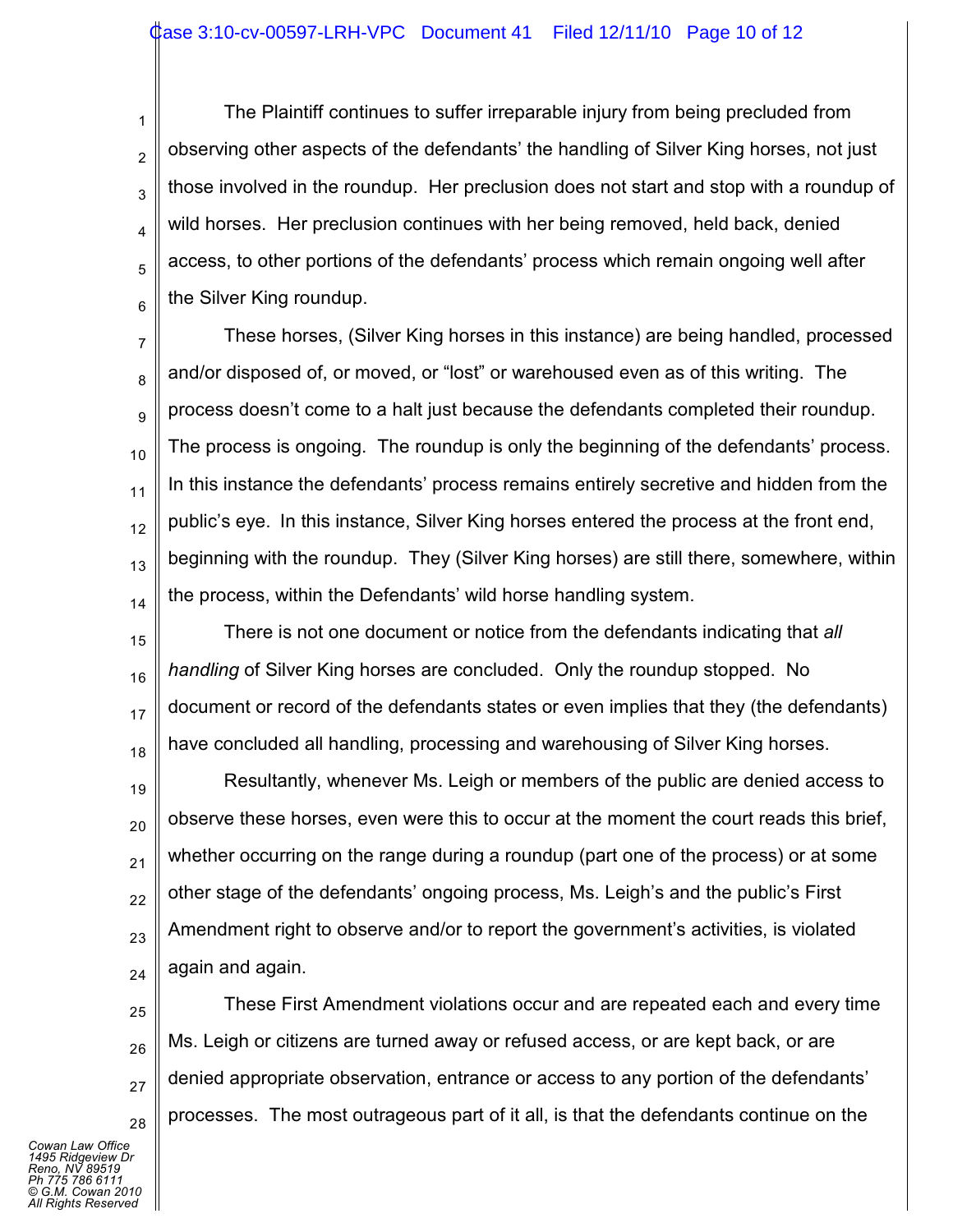The Plaintiff continues to suffer irreparable injury from being precluded from observing other aspects of the defendants' the handling of Silver King horses, not just those involved in the roundup. Her preclusion does not start and stop with a roundup of wild horses. Her preclusion continues with her being removed, held back, denied access, to other portions of the defendants' process which remain ongoing well after the Silver King roundup.

These horses, (Silver King horses in this instance) are being handled, processed and/or disposed of, or moved, or "lost" or warehoused even as of this writing. The process doesn't come to a halt just because the defendants completed their roundup. The process is ongoing. The roundup is only the beginning of the defendants' process. In this instance the defendants' process remains entirely secretive and hidden from the public's eye. In this instance, Silver King horses entered the process at the front end, beginning with the roundup. They (Silver King horses) are still there, somewhere, within the process, within the Defendants' wild horse handling system.

There is not one document or notice from the defendants indicating that *all handling* of Silver King horses are concluded. Only the roundup stopped. No document or record of the defendants states or even implies that they (the defendants) have concluded all handling, processing and warehousing of Silver King horses.

Resultantly, whenever Ms. Leigh or members of the public are denied access to observe these horses, even were this to occur at the moment the court reads this brief, whether occurring on the range during a roundup (part one of the process) or at some other stage of the defendants' ongoing process, Ms. Leigh's and the public's First Amendment right to observe and/or to report the government's activities, is violated again and again.

These First Amendment violations occur and are repeated each and every time Ms. Leigh or citizens are turned away or refused access, or are kept back, or are denied appropriate observation, entrance or access to any portion of the defendants' processes. The most outrageous part of it all, is that the defendants continue on the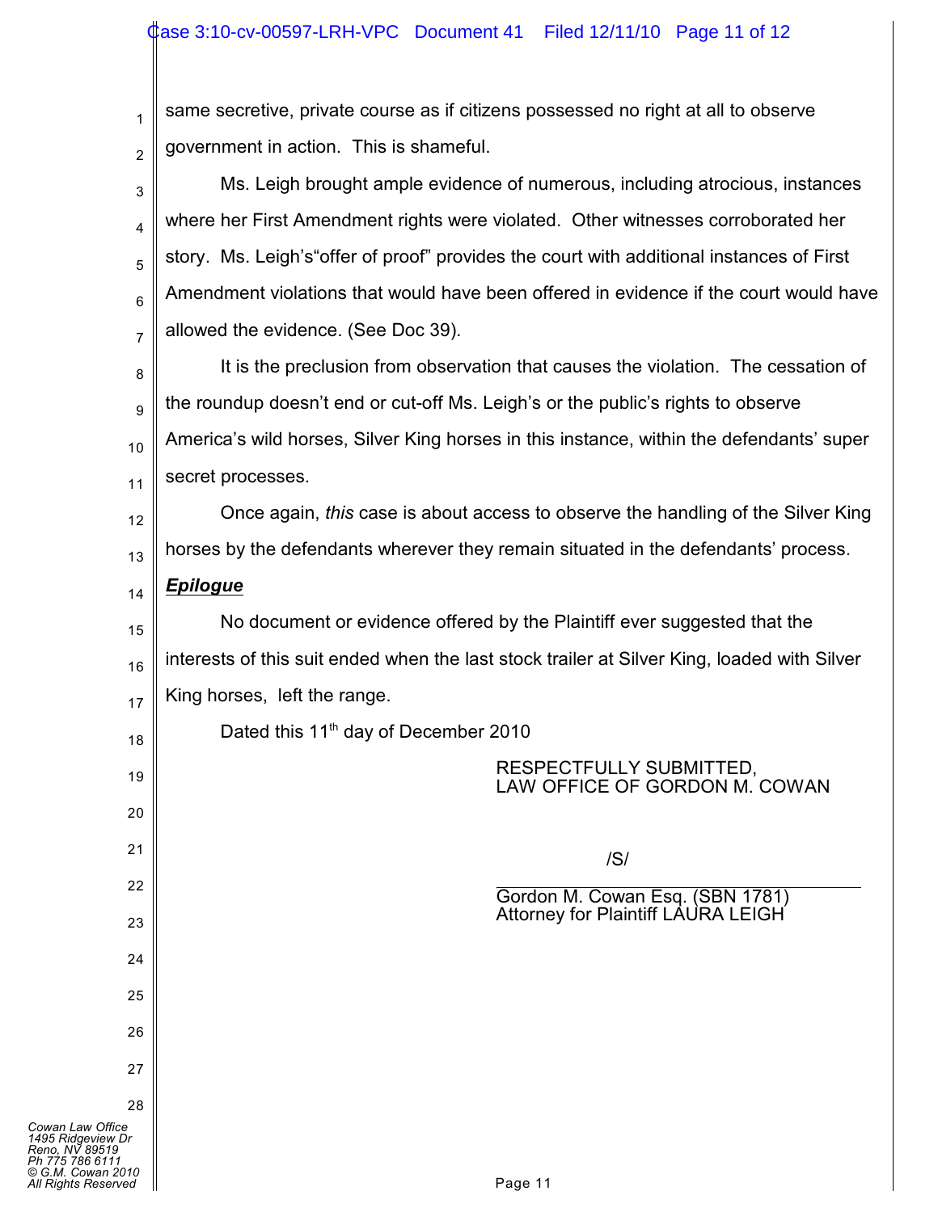same secretive, private course as if citizens possessed no right at all to observe government in action. This is shameful.

Ms. Leigh brought ample evidence of numerous, including atrocious, instances where her First Amendment rights were violated. Other witnesses corroborated her story. Ms. Leigh's"offer of proof" provides the court with additional instances of First Amendment violations that would have been offered in evidence if the court would have allowed the evidence. (See Doc 39).

It is the preclusion from observation that causes the violation. The cessation of the roundup doesn't end or cut-off Ms. Leigh's or the public's rights to observe America's wild horses, Silver King horses in this instance, within the defendants' super secret processes.

Once again, *this* case is about access to observe the handling of the Silver King horses by the defendants wherever they remain situated in the defendants' process.

***Epilogue***

No document or evidence offered by the Plaintiff ever suggested that the interests of this suit ended when the last stock trailer at Silver King, loaded with Silver King horses, left the range.

Dated this 11th day of December 2010

RESPECTFULLY SUBMITTED,
LAW OFFICE OF GORDON M. COWAN

/S/

Gordon M. Cowan Esq. (SBN 1781)
Attorney for Plaintiff LAURA LEIGH

Cowan Law Office
1495 Ridgeview Dr
Reno, NV 89519
Ph 775 786 6111
© G.M. Cowan 2010
All Rights Reserved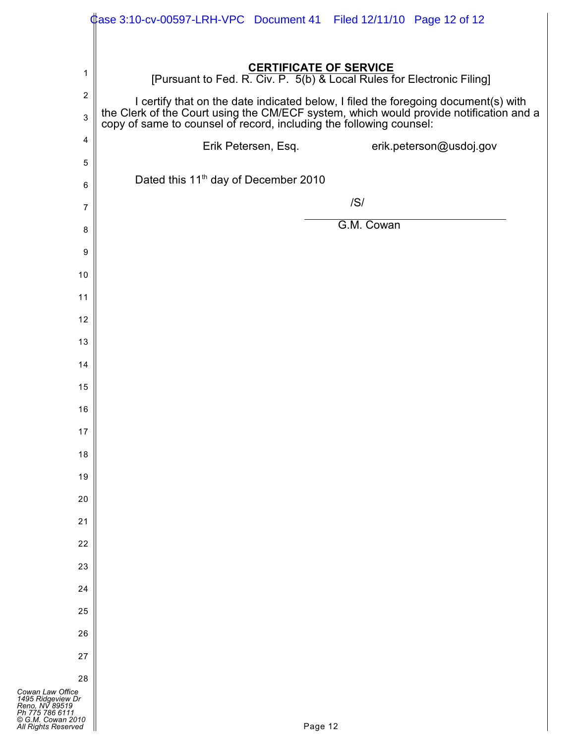## CERTIFICATE OF SERVICE

[Pursuant to Fed. R. Civ. P. 5(b) & Local Rules for Electronic Filing]

I certify that on the date indicated below, I filed the foregoing document(s) with the Clerk of the Court using the CM/ECF system, which would provide notification and a copy of same to counsel of record, including the following counsel:

Erik Petersen, Esq. erik.peterson@usdoj.gov

Dated this 11th day of December 2010

/S/

G.M. Cowan

*Cowan Law Office*
*1495 Ridgeview Dr*
*Reno, NV 89519*
*Ph 775 786 6111*
*© G.M. Cowan 2010*
*All Rights Reserved*